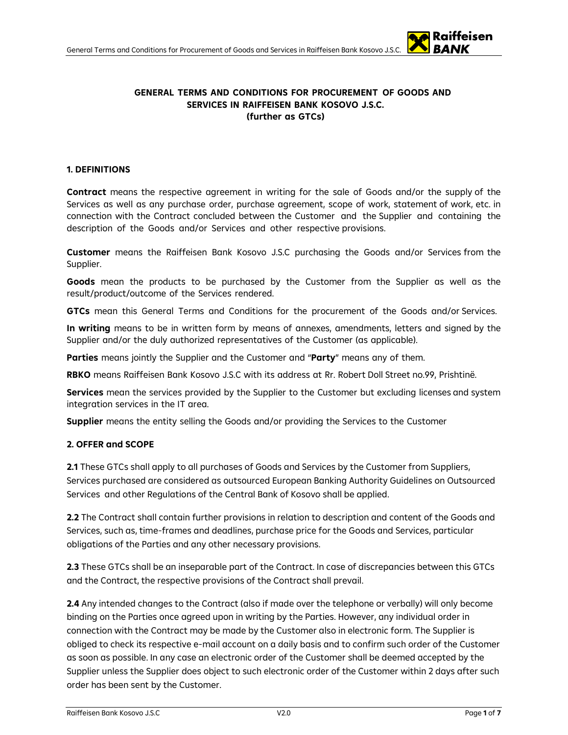# GENERAL TERMS AND CONDITIONS FOR PROCUREMENT OF GOODS AND SERVICES IN RAIFFEISEN BANK KOSOVO J.S.C. (further as GTCs)

## 1. DEFINITIONS

**Contract** means the respective agreement in writing for the sale of Goods and/or the supply of the Services as well as any purchase order, purchase agreement, scope of work, statement of work, etc. in connection with the Contract concluded between the Customer and the Supplier and containing the description of the Goods and/or Services and other respective provisions.

**Customer** means the Raiffeisen Bank Kosovo J.S.C purchasing the Goods and/or Services from the Supplier.

**Goods** mean the products to be purchased by the Customer from the Supplier as well as the result/product/outcome of the Services rendered.

**GTCs** mean this General Terms and Conditions for the procurement of the Goods and/or Services.

**In writing** means to be in written form by means of annexes, amendments, letters and signed by the Supplier and/or the duly authorized representatives of the Customer (as applicable).

**Parties** means jointly the Supplier and the Customer and "**Party**" means any of them.

**RBKO** means Raiffeisen Bank Kosovo J.S.C with its address at Rr. Robert Doll Street no.99, Prishtinë.

**Services** mean the services provided by the Supplier to the Customer but excluding licenses and system integration services in the IT area.

**Supplier** means the entity selling the Goods and/or providing the Services to the Customer

## 2. OFFER and SCOPE

**2.1** These GTCs shall apply to all purchases of Goods and Services by the Customer from Suppliers, Services purchased are considered as outsourced European Banking Authority Guidelines on Outsourced Services and other Regulations of the Central Bank of Kosovo shall be applied.

**2.2** The Contract shall contain further provisions in relation to description and content of the Goods and Services, such as, time-frames and deadlines, purchase price for the Goods and Services, particular obligations of the Parties and any other necessary provisions.

**2.3** These GTCs shall be an inseparable part of the Contract. In case of discrepancies between this GTCs and the Contract, the respective provisions of the Contract shall prevail.

**2.4** Any intended changes to the Contract (also if made over the telephone or verbally) will only become binding on the Parties once agreed upon in writing by the Parties. However, any individual order in connection with the Contract may be made by the Customer also in electronic form. The Supplier is obliged to check its respective e-mail account on a daily basis and to confirm such order of the Customer as soon as possible. In any case an electronic order of the Customer shall be deemed accepted by the Supplier unless the Supplier does object to such electronic order of the Customer within 2 days after such order has been sent by the Customer.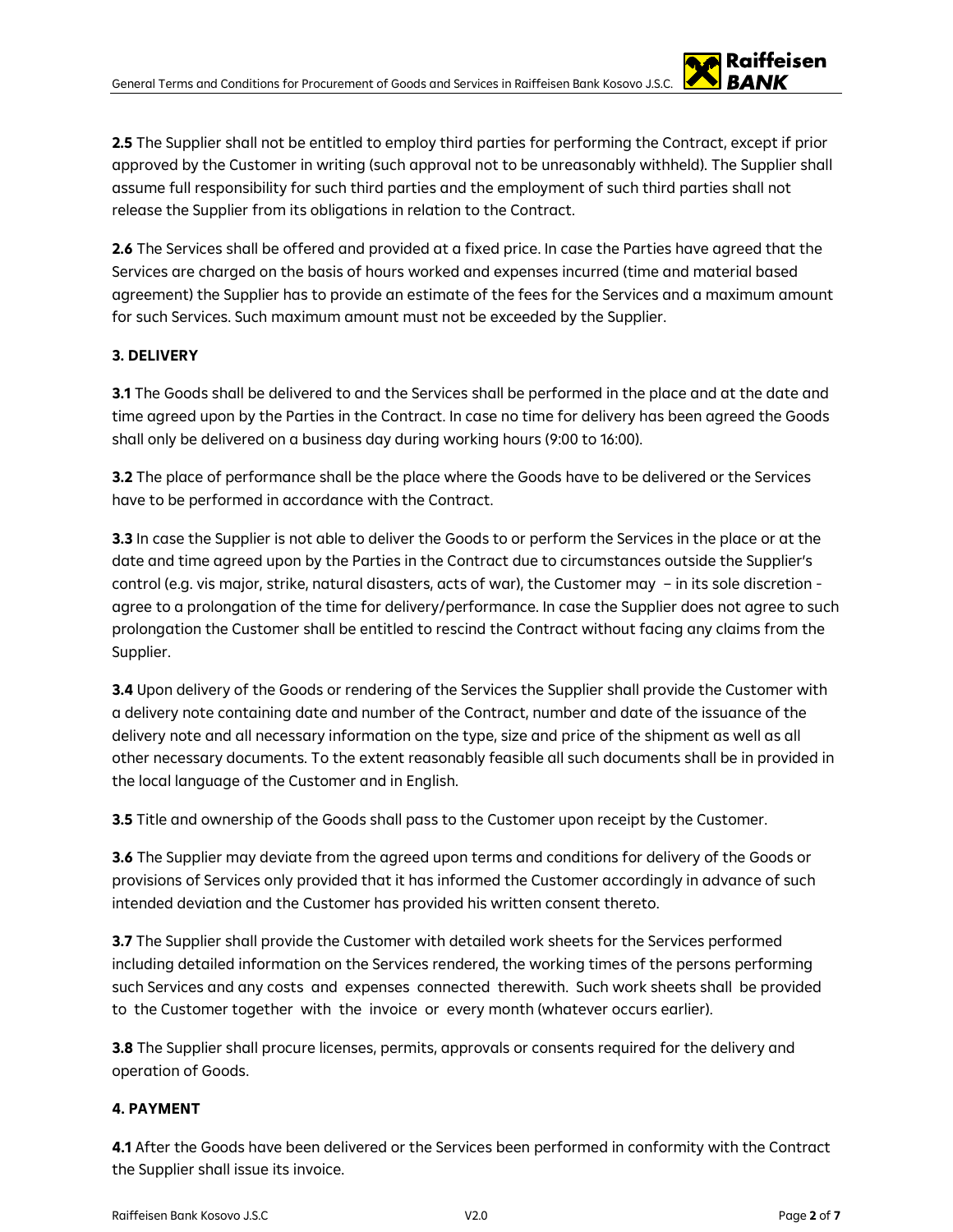**2.5** The Supplier shall not be entitled to employ third parties for performing the Contract, except if prior approved by the Customer in writing (such approval not to be unreasonably withheld). The Supplier shall assume full responsibility for such third parties and the employment of such third parties shall not release the Supplier from its obligations in relation to the Contract.

**2.6** The Services shall be offered and provided at a fixed price. In case the Parties have agreed that the Services are charged on the basis of hours worked and expenses incurred (time and material based agreement) the Supplier has to provide an estimate of the fees for the Services and a maximum amount for such Services. Such maximum amount must not be exceeded by the Supplier.

**3. DELIVERY**

**3.1** The Goods shall be delivered to and the Services shall be performed in the place and at the date and time agreed upon by the Parties in the Contract. In case no time for delivery has been agreed the Goods shall only be delivered on a business day during working hours (9:00 to 16:00).

**3.2** The place of performance shall be the place where the Goods have to be delivered or the Services have to be performed in accordance with the Contract.

**3.3** In case the Supplier is not able to deliver the Goods to or perform the Services in the place or at the date and time agreed upon by the Parties in the Contract due to circumstances outside the Supplier's control (e.g. vis major, strike, natural disasters, acts of war), the Customer may – in its sole discretion - agree to a prolongation of the time for delivery/performance. In case the Supplier does not agree to such prolongation the Customer shall be entitled to rescind the Contract without facing any claims from the Supplier.

**3.4** Upon delivery of the Goods or rendering of the Services the Supplier shall provide the Customer with a delivery note containing date and number of the Contract, number and date of the issuance of the delivery note and all necessary information on the type, size and price of the shipment as well as all other necessary documents. To the extent reasonably feasible all such documents shall be in provided in the local language of the Customer and in English.

**3.5** Title and ownership of the Goods shall pass to the Customer upon receipt by the Customer.

**3.6** The Supplier may deviate from the agreed upon terms and conditions for delivery of the Goods or provisions of Services only provided that it has informed the Customer accordingly in advance of such intended deviation and the Customer has provided his written consent thereto.

**3.7** The Supplier shall provide the Customer with detailed work sheets for the Services performed including detailed information on the Services rendered, the working times of the persons performing such Services and any costs and expenses connected therewith. Such work sheets shall be provided to the Customer together with the invoice or every month (whatever occurs earlier).

**3.8** The Supplier shall procure licenses, permits, approvals or consents required for the delivery and operation of Goods.

**4. PAYMENT**

**4.1** After the Goods have been delivered or the Services been performed in conformity with the Contract the Supplier shall issue its invoice.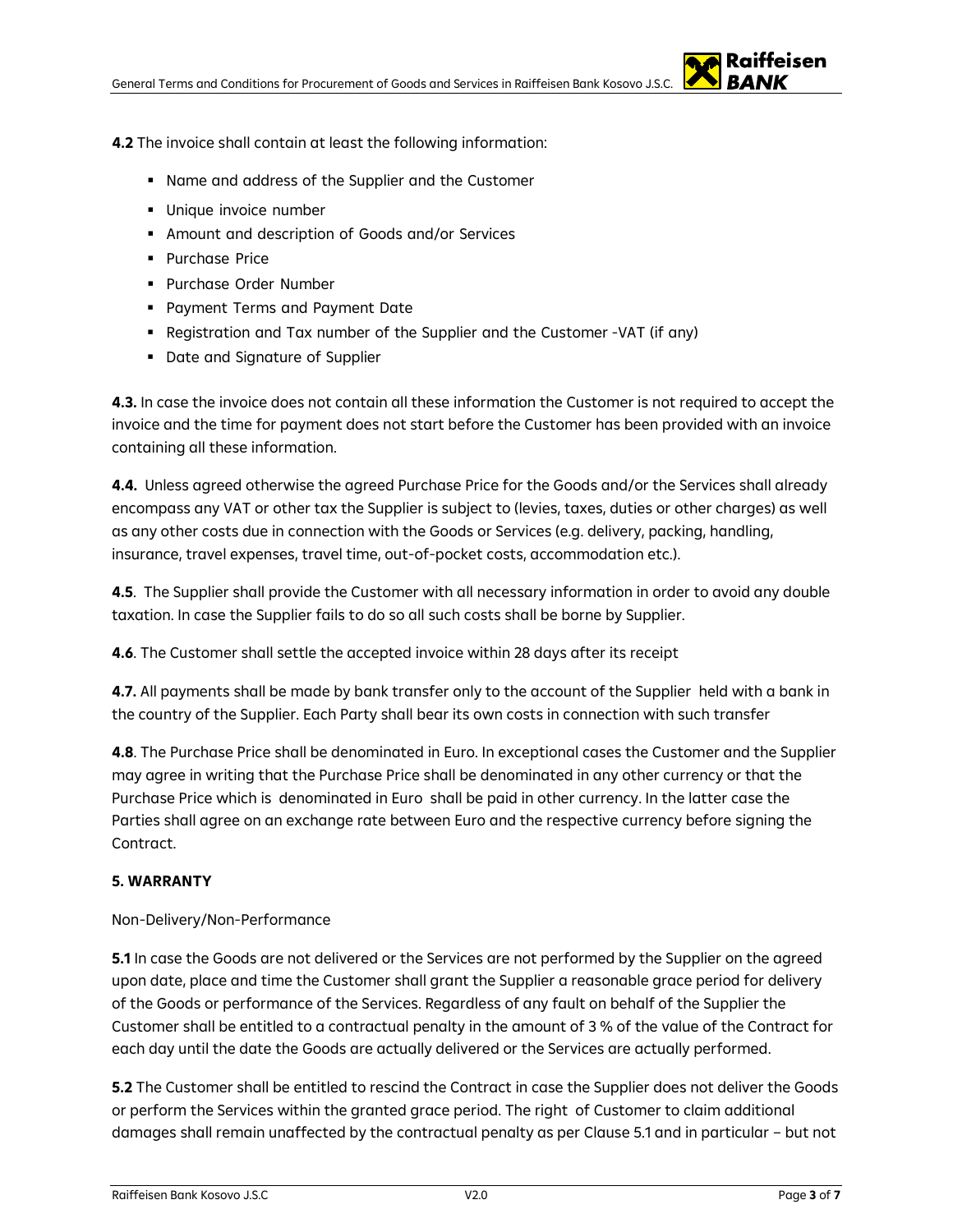**4.2** The invoice shall contain at least the following information:

- Name and address of the Supplier and the Customer
- Unique invoice number
- Amount and description of Goods and/or Services
- Purchase Price
- Purchase Order Number
- Payment Terms and Payment Date
- Registration and Tax number of the Supplier and the Customer -VAT (if any)
- Date and Signature of Supplier

**4.3.** In case the invoice does not contain all these information the Customer is not required to accept the invoice and the time for payment does not start before the Customer has been provided with an invoice containing all these information.

**4.4.** Unless agreed otherwise the agreed Purchase Price for the Goods and/or the Services shall already encompass any VAT or other tax the Supplier is subject to (levies, taxes, duties or other charges) as well as any other costs due in connection with the Goods or Services (e.g. delivery, packing, handling, insurance, travel expenses, travel time, out-of-pocket costs, accommodation etc.).

**4.5**. The Supplier shall provide the Customer with all necessary information in order to avoid any double taxation. In case the Supplier fails to do so all such costs shall be borne by Supplier.

**4.6**. The Customer shall settle the accepted invoice within 28 days after its receipt

**4.7.** All payments shall be made by bank transfer only to the account of the Supplier held with a bank in the country of the Supplier. Each Party shall bear its own costs in connection with such transfer

**4.8**. The Purchase Price shall be denominated in Euro. In exceptional cases the Customer and the Supplier may agree in writing that the Purchase Price shall be denominated in any other currency or that the Purchase Price which is denominated in Euro shall be paid in other currency. In the latter case the Parties shall agree on an exchange rate between Euro and the respective currency before signing the Contract.

**5. WARRANTY**

Non-Delivery/Non-Performance

**5.1** In case the Goods are not delivered or the Services are not performed by the Supplier on the agreed upon date, place and time the Customer shall grant the Supplier a reasonable grace period for delivery of the Goods or performance of the Services. Regardless of any fault on behalf of the Supplier the Customer shall be entitled to a contractual penalty in the amount of 3 % of the value of the Contract for each day until the date the Goods are actually delivered or the Services are actually performed.

**5.2** The Customer shall be entitled to rescind the Contract in case the Supplier does not deliver the Goods or perform the Services within the granted grace period. The right of Customer to claim additional damages shall remain unaffected by the contractual penalty as per Clause 5.1 and in particular – but not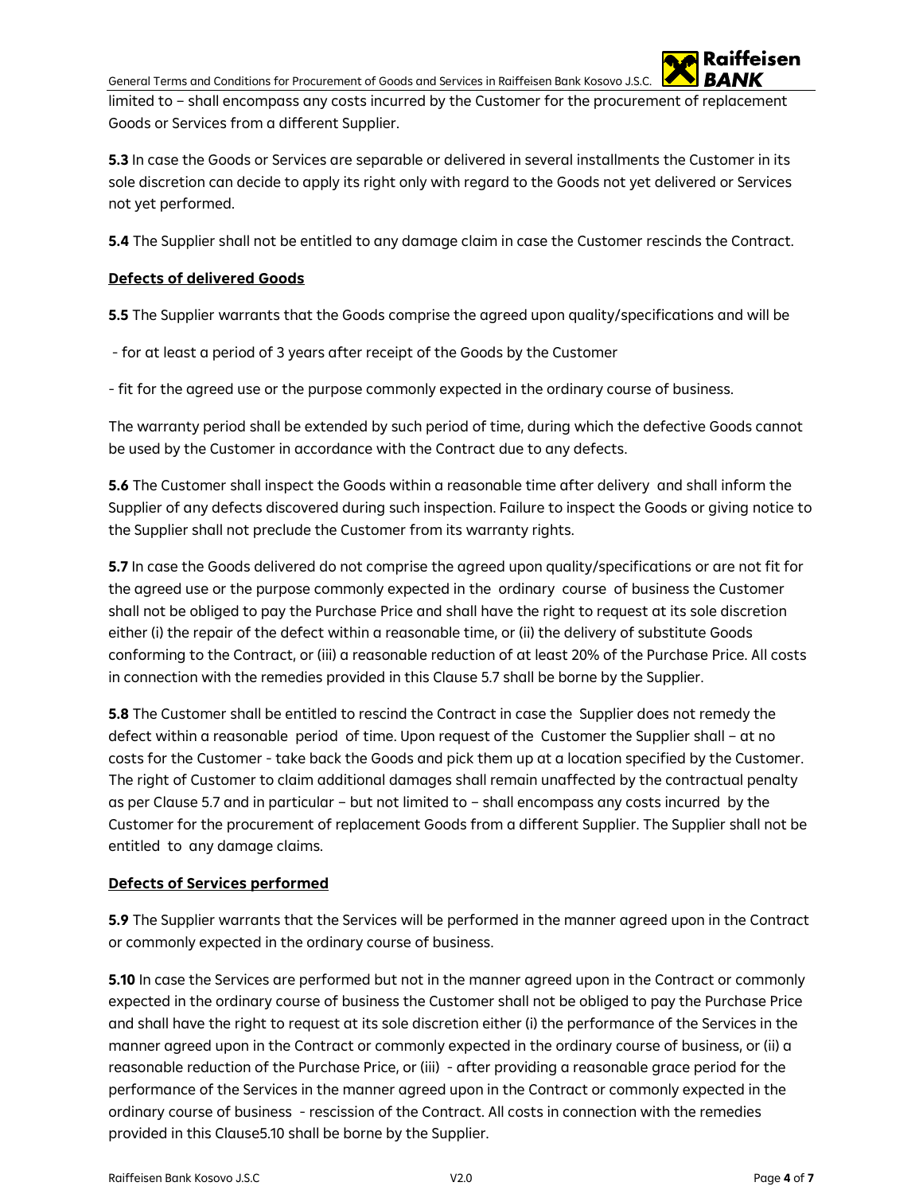limited to – shall encompass any costs incurred by the Customer for the procurement of replacement Goods or Services from a different Supplier.

**5.3** In case the Goods or Services are separable or delivered in several installments the Customer in its sole discretion can decide to apply its right only with regard to the Goods not yet delivered or Services not yet performed.

**5.4** The Supplier shall not be entitled to any damage claim in case the Customer rescinds the Contract.

**Defects of delivered Goods**

**5.5** The Supplier warrants that the Goods comprise the agreed upon quality/specifications and will be

- for at least a period of 3 years after receipt of the Goods by the Customer

- fit for the agreed use or the purpose commonly expected in the ordinary course of business.

The warranty period shall be extended by such period of time, during which the defective Goods cannot be used by the Customer in accordance with the Contract due to any defects.

**5.6** The Customer shall inspect the Goods within a reasonable time after delivery and shall inform the Supplier of any defects discovered during such inspection. Failure to inspect the Goods or giving notice to the Supplier shall not preclude the Customer from its warranty rights.

**5.7** In case the Goods delivered do not comprise the agreed upon quality/specifications or are not fit for the agreed use or the purpose commonly expected in the ordinary course of business the Customer shall not be obliged to pay the Purchase Price and shall have the right to request at its sole discretion either (i) the repair of the defect within a reasonable time, or (ii) the delivery of substitute Goods conforming to the Contract, or (iii) a reasonable reduction of at least 20% of the Purchase Price. All costs in connection with the remedies provided in this Clause 5.7 shall be borne by the Supplier.

**5.8** The Customer shall be entitled to rescind the Contract in case the Supplier does not remedy the defect within a reasonable period of time. Upon request of the Customer the Supplier shall – at no costs for the Customer - take back the Goods and pick them up at a location specified by the Customer. The right of Customer to claim additional damages shall remain unaffected by the contractual penalty as per Clause 5.7 and in particular – but not limited to – shall encompass any costs incurred by the Customer for the procurement of replacement Goods from a different Supplier. The Supplier shall not be entitled to any damage claims.

**Defects of Services performed**

**5.9** The Supplier warrants that the Services will be performed in the manner agreed upon in the Contract or commonly expected in the ordinary course of business.

**5.10** In case the Services are performed but not in the manner agreed upon in the Contract or commonly expected in the ordinary course of business the Customer shall not be obliged to pay the Purchase Price and shall have the right to request at its sole discretion either (i) the performance of the Services in the manner agreed upon in the Contract or commonly expected in the ordinary course of business, or (ii) a reasonable reduction of the Purchase Price, or (iii) - after providing a reasonable grace period for the performance of the Services in the manner agreed upon in the Contract or commonly expected in the ordinary course of business - rescission of the Contract. All costs in connection with the remedies provided in this Clause5.10 shall be borne by the Supplier.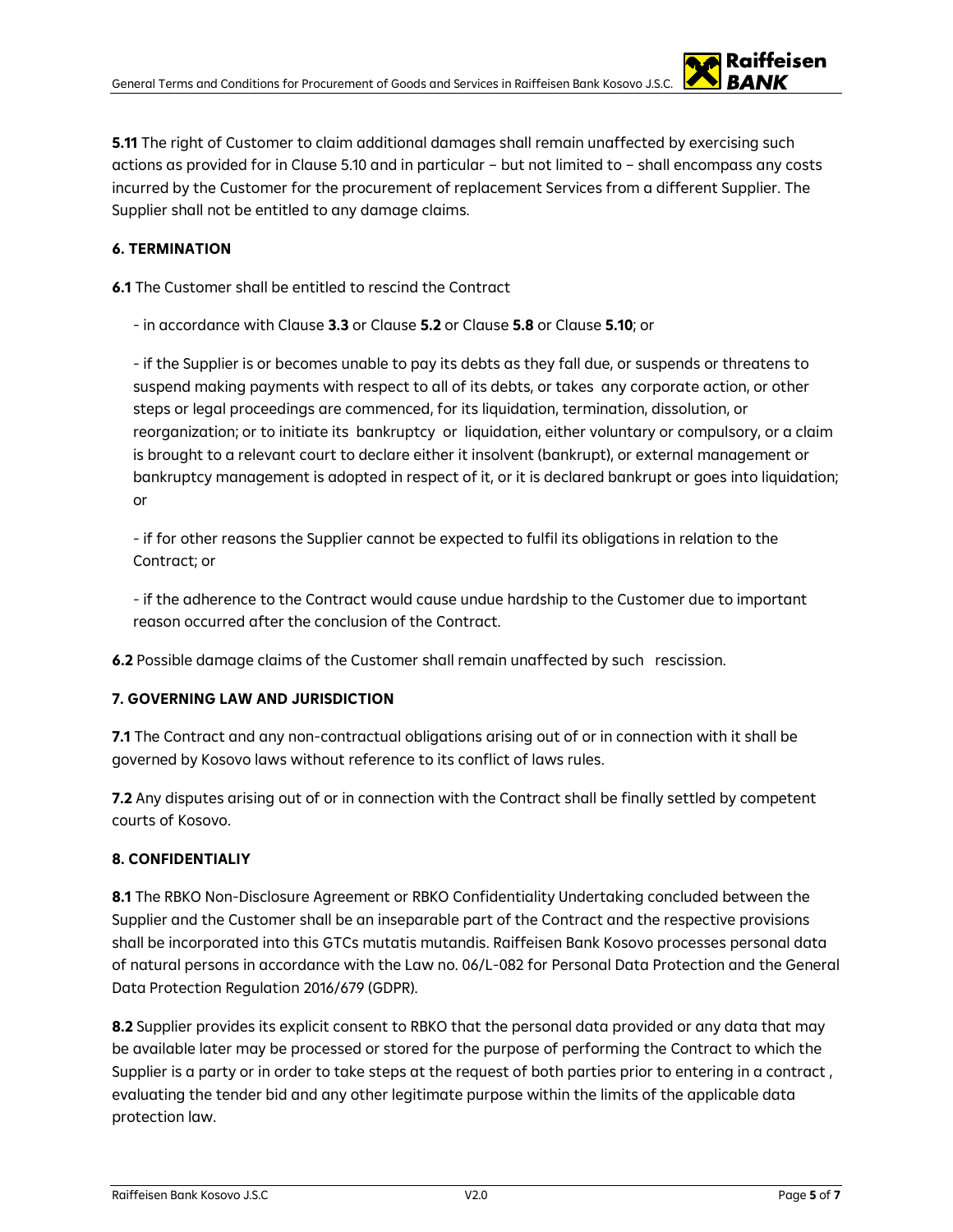**5.11** The right of Customer to claim additional damages shall remain unaffected by exercising such actions as provided for in Clause 5.10 and in particular – but not limited to – shall encompass any costs incurred by the Customer for the procurement of replacement Services from a different Supplier. The Supplier shall not be entitled to any damage claims.

**6. TERMINATION**

**6.1** The Customer shall be entitled to rescind the Contract

- in accordance with Clause **3.3** or Clause **5.2** or Clause **5.8** or Clause **5.10**; or

- if the Supplier is or becomes unable to pay its debts as they fall due, or suspends or threatens to suspend making payments with respect to all of its debts, or takes any corporate action, or other steps or legal proceedings are commenced, for its liquidation, termination, dissolution, or reorganization; or to initiate its bankruptcy or liquidation, either voluntary or compulsory, or a claim is brought to a relevant court to declare either it insolvent (bankrupt), or external management or bankruptcy management is adopted in respect of it, or it is declared bankrupt or goes into liquidation; or

- if for other reasons the Supplier cannot be expected to fulfil its obligations in relation to the Contract; or

- if the adherence to the Contract would cause undue hardship to the Customer due to important reason occurred after the conclusion of the Contract.

**6.2** Possible damage claims of the Customer shall remain unaffected by such rescission.

**7. GOVERNING LAW AND JURISDICTION**

**7.1** The Contract and any non-contractual obligations arising out of or in connection with it shall be governed by Kosovo laws without reference to its conflict of laws rules.

**7.2** Any disputes arising out of or in connection with the Contract shall be finally settled by competent courts of Kosovo.

**8. CONFIDENTIALIY**

**8.1** The RBKO Non-Disclosure Agreement or RBKO Confidentiality Undertaking concluded between the Supplier and the Customer shall be an inseparable part of the Contract and the respective provisions shall be incorporated into this GTCs mutatis mutandis. Raiffeisen Bank Kosovo processes personal data of natural persons in accordance with the Law no. 06/L-082 for Personal Data Protection and the General Data Protection Regulation 2016/679 (GDPR).

**8.2** Supplier provides its explicit consent to RBKO that the personal data provided or any data that may be available later may be processed or stored for the purpose of performing the Contract to which the Supplier is a party or in order to take steps at the request of both parties prior to entering in a contract , evaluating the tender bid and any other legitimate purpose within the limits of the applicable data protection law.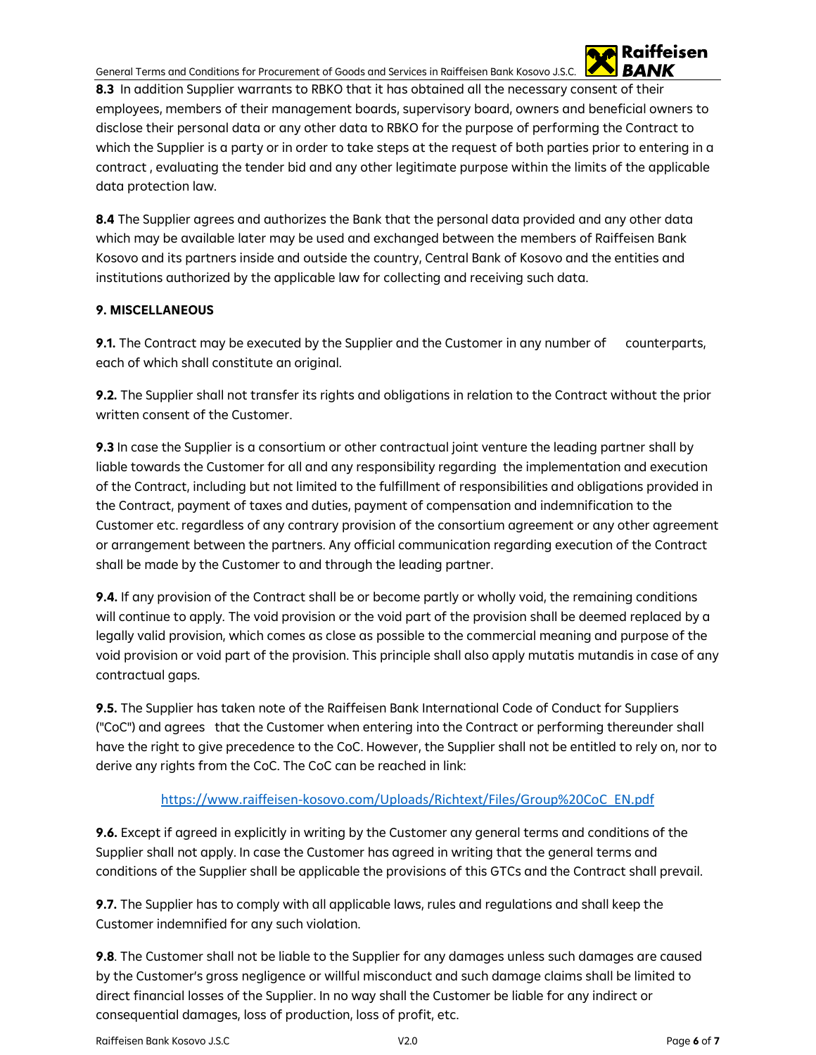**8.3** In addition Supplier warrants to RBKO that it has obtained all the necessary consent of their employees, members of their management boards, supervisory board, owners and beneficial owners to disclose their personal data or any other data to RBKO for the purpose of performing the Contract to which the Supplier is a party or in order to take steps at the request of both parties prior to entering in a contract , evaluating the tender bid and any other legitimate purpose within the limits of the applicable data protection law.

**8.4** The Supplier agrees and authorizes the Bank that the personal data provided and any other data which may be available later may be used and exchanged between the members of Raiffeisen Bank Kosovo and its partners inside and outside the country, Central Bank of Kosovo and the entities and institutions authorized by the applicable law for collecting and receiving such data.

**9. MISCELLANEOUS**

**9.1.** The Contract may be executed by the Supplier and the Customer in any number of counterparts, each of which shall constitute an original.

**9.2.** The Supplier shall not transfer its rights and obligations in relation to the Contract without the prior written consent of the Customer.

**9.3** In case the Supplier is a consortium or other contractual joint venture the leading partner shall by liable towards the Customer for all and any responsibility regarding the implementation and execution of the Contract, including but not limited to the fulfillment of responsibilities and obligations provided in the Contract, payment of taxes and duties, payment of compensation and indemnification to the Customer etc. regardless of any contrary provision of the consortium agreement or any other agreement or arrangement between the partners. Any official communication regarding execution of the Contract shall be made by the Customer to and through the leading partner.

**9.4.** If any provision of the Contract shall be or become partly or wholly void, the remaining conditions will continue to apply. The void provision or the void part of the provision shall be deemed replaced by a legally valid provision, which comes as close as possible to the commercial meaning and purpose of the void provision or void part of the provision. This principle shall also apply mutatis mutandis in case of any contractual gaps.

**9.5.** The Supplier has taken note of the Raiffeisen Bank International Code of Conduct for Suppliers ("CoC") and agrees that the Customer when entering into the Contract or performing thereunder shall have the right to give precedence to the CoC. However, the Supplier shall not be entitled to rely on, nor to derive any rights from the CoC. The CoC can be reached in link:

https://www.raiffeisen-kosovo.com/Uploads/Richtext/Files/Group%20CoC_EN.pdf

**9.6.** Except if agreed in explicitly in writing by the Customer any general terms and conditions of the Supplier shall not apply. In case the Customer has agreed in writing that the general terms and conditions of the Supplier shall be applicable the provisions of this GTCs and the Contract shall prevail.

**9.7.** The Supplier has to comply with all applicable laws, rules and regulations and shall keep the Customer indemnified for any such violation.

**9.8**. The Customer shall not be liable to the Supplier for any damages unless such damages are caused by the Customer's gross negligence or willful misconduct and such damage claims shall be limited to direct financial losses of the Supplier. In no way shall the Customer be liable for any indirect or consequential damages, loss of production, loss of profit, etc.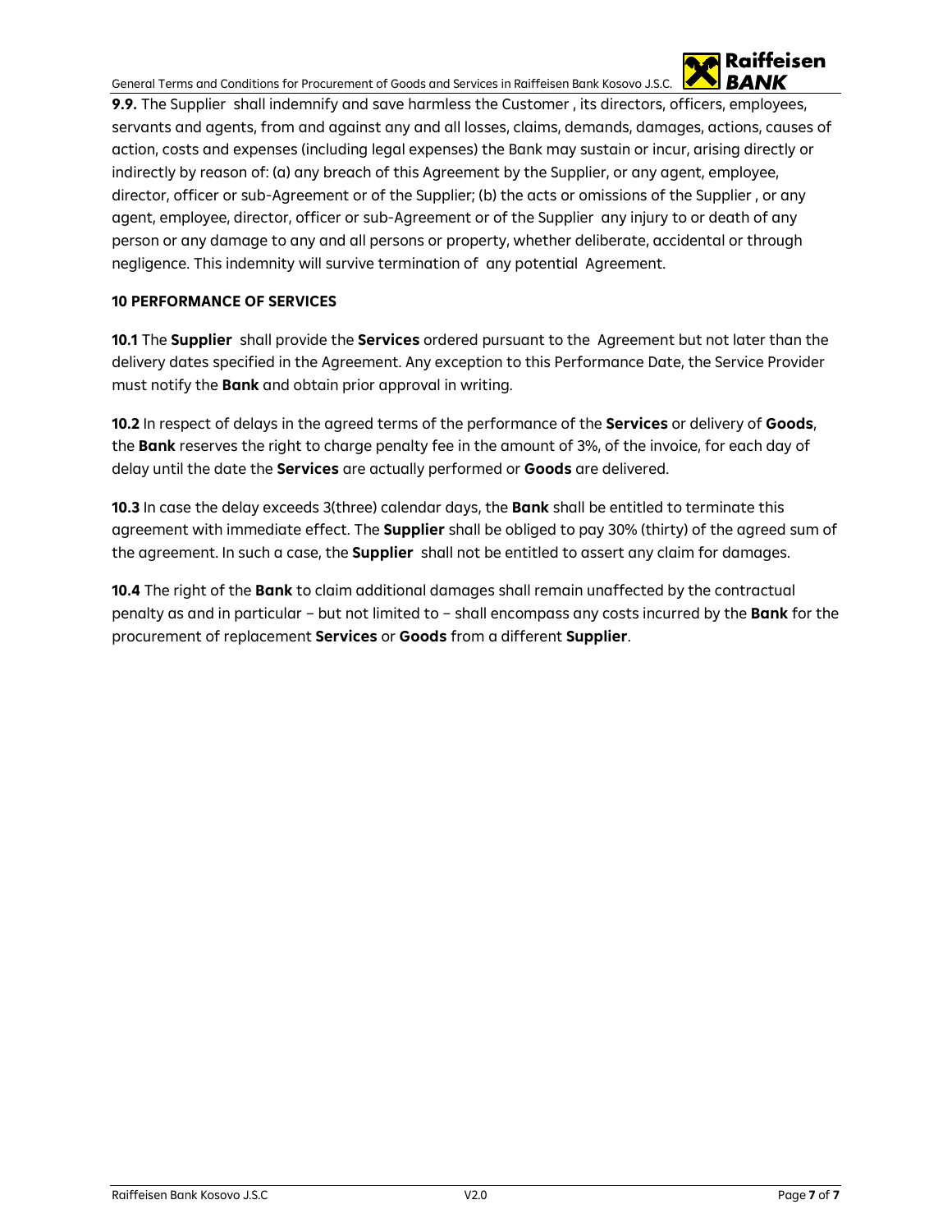**9.9.** The Supplier shall indemnify and save harmless the Customer , its directors, officers, employees, servants and agents, from and against any and all losses, claims, demands, damages, actions, causes of action, costs and expenses (including legal expenses) the Bank may sustain or incur, arising directly or indirectly by reason of: (a) any breach of this Agreement by the Supplier, or any agent, employee, director, officer or sub-Agreement or of the Supplier; (b) the acts or omissions of the Supplier , or any agent, employee, director, officer or sub-Agreement or of the Supplier any injury to or death of any person or any damage to any and all persons or property, whether deliberate, accidental or through negligence. This indemnity will survive termination of any potential Agreement.

**10 PERFORMANCE OF SERVICES**

**10.1** The **Supplier** shall provide the **Services** ordered pursuant to the Agreement but not later than the delivery dates specified in the Agreement. Any exception to this Performance Date, the Service Provider must notify the **Bank** and obtain prior approval in writing.

**10.2** In respect of delays in the agreed terms of the performance of the **Services** or delivery of **Goods**, the **Bank** reserves the right to charge penalty fee in the amount of 3%, of the invoice, for each day of delay until the date the **Services** are actually performed or **Goods** are delivered.

**10.3** In case the delay exceeds 3(three) calendar days, the **Bank** shall be entitled to terminate this agreement with immediate effect. The **Supplier** shall be obliged to pay 30% (thirty) of the agreed sum of the agreement. In such a case, the **Supplier** shall not be entitled to assert any claim for damages.

**10.4** The right of the **Bank** to claim additional damages shall remain unaffected by the contractual penalty as and in particular – but not limited to – shall encompass any costs incurred by the **Bank** for the procurement of replacement **Services** or **Goods** from a different **Supplier**.